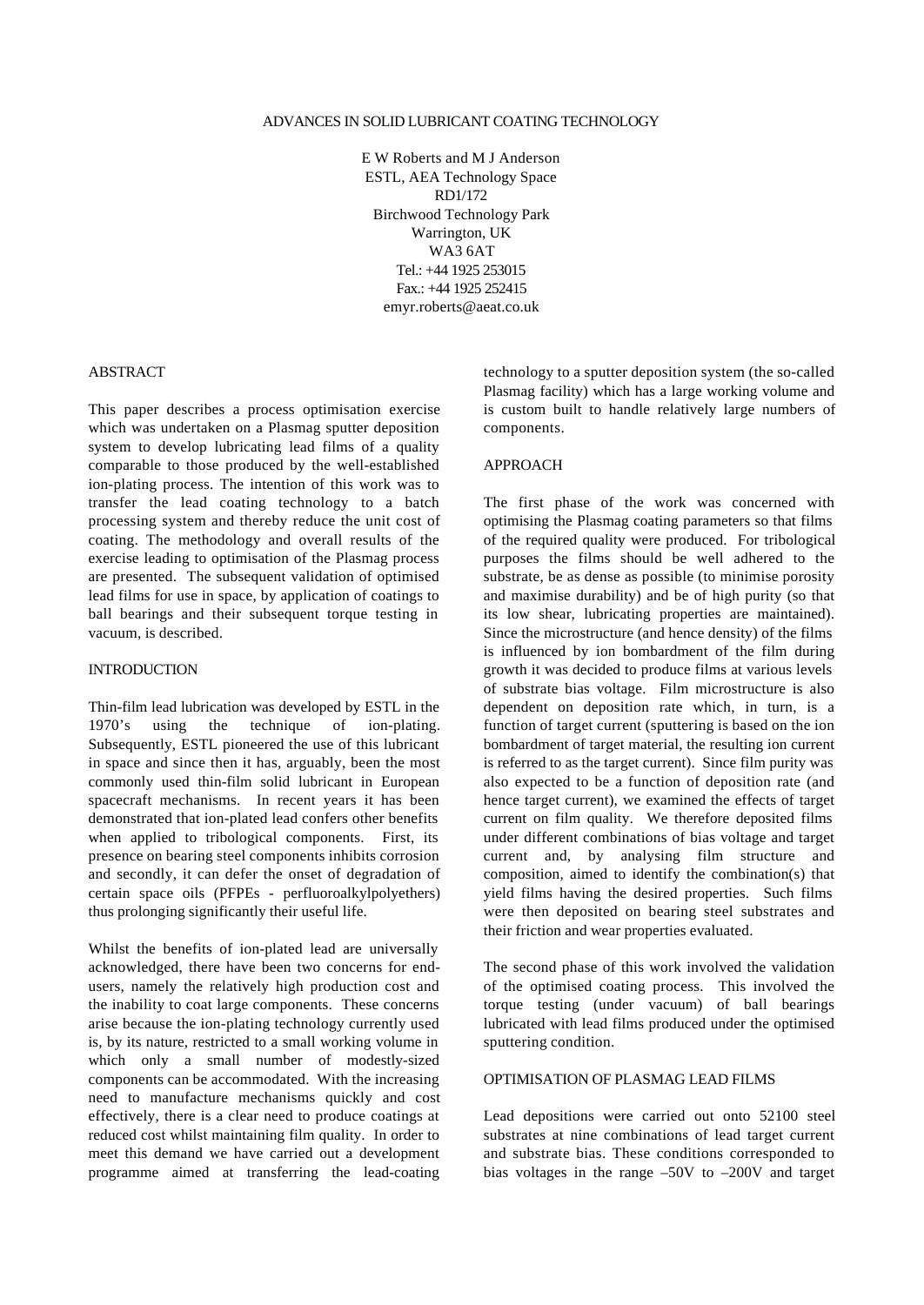# ADVANCES IN SOLID LUBRICANT COATING TECHNOLOGY

E W Roberts and M J Anderson
ESTL, AEA Technology Space
RD1/172
Birchwood Technology Park
Warrington, UK
WA3 6AT
Tel.: +44 1925 253015
Fax.: +44 1925 252415
emyr.roberts@aeat.co.uk

## ABSTRACT

This paper describes a process optimisation exercise which was undertaken on a Plasmag sputter deposition system to develop lubricating lead films of a quality comparable to those produced by the well-established ion-plating process. The intention of this work was to transfer the lead coating technology to a batch processing system and thereby reduce the unit cost of coating. The methodology and overall results of the exercise leading to optimisation of the Plasmag process are presented. The subsequent validation of optimised lead films for use in space, by application of coatings to ball bearings and their subsequent torque testing in vacuum, is described.

## INTRODUCTION

Thin-film lead lubrication was developed by ESTL in the 1970's using the technique of ion-plating. Subsequently, ESTL pioneered the use of this lubricant in space and since then it has, arguably, been the most commonly used thin-film solid lubricant in European spacecraft mechanisms. In recent years it has been demonstrated that ion-plated lead confers other benefits when applied to tribological components. First, its presence on bearing steel components inhibits corrosion and secondly, it can defer the onset of degradation of certain space oils (PFPEs - perfluoroalkylpolyethers) thus prolonging significantly their useful life.

Whilst the benefits of ion-plated lead are universally acknowledged, there have been two concerns for end-users, namely the relatively high production cost and the inability to coat large components. These concerns arise because the ion-plating technology currently used is, by its nature, restricted to a small working volume in which only a small number of modestly-sized components can be accommodated. With the increasing need to manufacture mechanisms quickly and cost effectively, there is a clear need to produce coatings at reduced cost whilst maintaining film quality. In order to meet this demand we have carried out a development programme aimed at transferring the lead-coating technology to a sputter deposition system (the so-called Plasmag facility) which has a large working volume and is custom built to handle relatively large numbers of components.

## APPROACH

The first phase of the work was concerned with optimising the Plasmag coating parameters so that films of the required quality were produced. For tribological purposes the films should be well adhered to the substrate, be as dense as possible (to minimise porosity and maximise durability) and be of high purity (so that its low shear, lubricating properties are maintained). Since the microstructure (and hence density) of the films is influenced by ion bombardment of the film during growth it was decided to produce films at various levels of substrate bias voltage. Film microstructure is also dependent on deposition rate which, in turn, is a function of target current (sputtering is based on the ion bombardment of target material, the resulting ion current is referred to as the target current). Since film purity was also expected to be a function of deposition rate (and hence target current), we examined the effects of target current on film quality. We therefore deposited films under different combinations of bias voltage and target current and, by analysing film structure and composition, aimed to identify the combination(s) that yield films having the desired properties. Such films were then deposited on bearing steel substrates and their friction and wear properties evaluated.

The second phase of this work involved the validation of the optimised coating process. This involved the torque testing (under vacuum) of ball bearings lubricated with lead films produced under the optimised sputtering condition.

## OPTIMISATION OF PLASMAG LEAD FILMS

Lead depositions were carried out onto 52100 steel substrates at nine combinations of lead target current and substrate bias. These conditions corresponded to bias voltages in the range –50V to –200V and target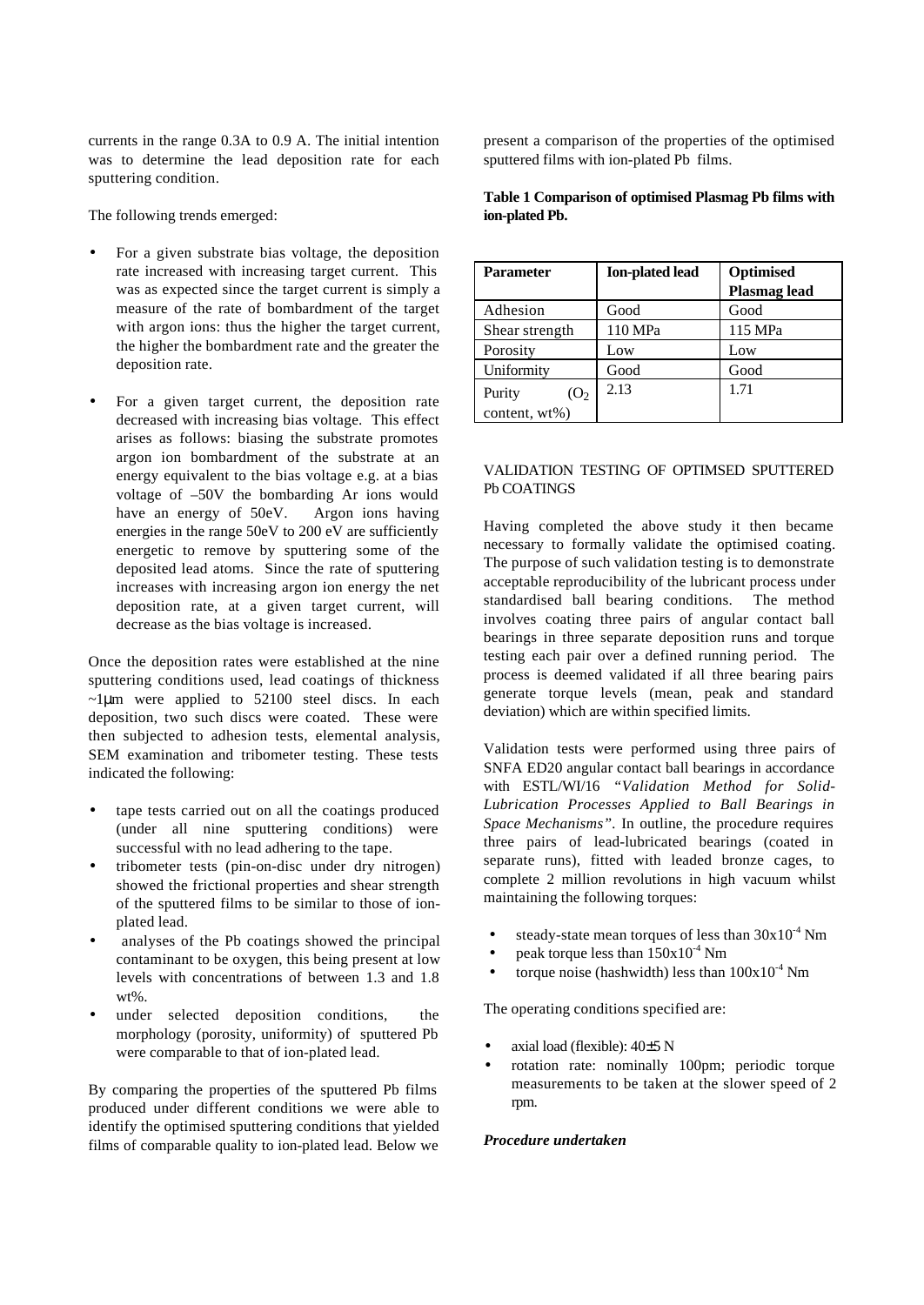currents in the range 0.3A to 0.9 A. The initial intention was to determine the lead deposition rate for each sputtering condition.

The following trends emerged:

- For a given substrate bias voltage, the deposition rate increased with increasing target current. This was as expected since the target current is simply a measure of the rate of bombardment of the target with argon ions: thus the higher the target current, the higher the bombardment rate and the greater the deposition rate.
- For a given target current, the deposition rate decreased with increasing bias voltage. This effect arises as follows: biasing the substrate promotes argon ion bombardment of the substrate at an energy equivalent to the bias voltage e.g. at a bias voltage of –50V the bombarding Ar ions would have an energy of 50eV. Argon ions having energies in the range 50eV to 200 eV are sufficiently energetic to remove by sputtering some of the deposited lead atoms. Since the rate of sputtering increases with increasing argon ion energy the net deposition rate, at a given target current, will decrease as the bias voltage is increased.

Once the deposition rates were established at the nine sputtering conditions used, lead coatings of thickness ~1μm were applied to 52100 steel discs. In each deposition, two such discs were coated. These were then subjected to adhesion tests, elemental analysis, SEM examination and tribometer testing. These tests indicated the following:

- tape tests carried out on all the coatings produced (under all nine sputtering conditions) were successful with no lead adhering to the tape.
- tribometer tests (pin-on-disc under dry nitrogen) showed the frictional properties and shear strength of the sputtered films to be similar to those of ion-plated lead.
- analyses of the Pb coatings showed the principal contaminant to be oxygen, this being present at low levels with concentrations of between 1.3 and 1.8 wt%.
- under selected deposition conditions, the morphology (porosity, uniformity) of sputtered Pb were comparable to that of ion-plated lead.

By comparing the properties of the sputtered Pb films produced under different conditions we were able to identify the optimised sputtering conditions that yielded films of comparable quality to ion-plated lead. Below we present a comparison of the properties of the optimised sputtered films with ion-plated Pb films.

**Table 1 Comparison of optimised Plasmag Pb films with ion-plated Pb.**

| Parameter | Ion-plated lead | Optimised Plasmag lead |
|---|---|---|
| Adhesion | Good | Good |
| Shear strength | 110 MPa | 115 MPa |
| Porosity | Low | Low |
| Uniformity | Good | Good |
| Purity ($O_2$ content, wt%) | 2.13 | 1.71 |

VALIDATION TESTING OF OPTIMSED SPUTTERED Pb COATINGS

Having completed the above study it then became necessary to formally validate the optimised coating. The purpose of such validation testing is to demonstrate acceptable reproducibility of the lubricant process under standardised ball bearing conditions. The method involves coating three pairs of angular contact ball bearings in three separate deposition runs and torque testing each pair over a defined running period. The process is deemed validated if all three bearing pairs generate torque levels (mean, peak and standard deviation) which are within specified limits.

Validation tests were performed using three pairs of SNFA ED20 angular contact ball bearings in accordance with ESTL/WI/16 *"Validation Method for Solid-Lubrication Processes Applied to Ball Bearings in Space Mechanisms"*. In outline, the procedure requires three pairs of lead-lubricated bearings (coated in separate runs), fitted with leaded bronze cages, to complete 2 million revolutions in high vacuum whilst maintaining the following torques:

- steady-state mean torques of less than $30 \times 10^{-4}$ Nm
- peak torque less than $150 \times 10^{-4}$ Nm
- torque noise (hashwidth) less than $100 \times 10^{-4}$ Nm

The operating conditions specified are:

- axial load (flexible): 40±5 N
- rotation rate: nominally 100pm; periodic torque measurements to be taken at the slower speed of 2 rpm.

***Procedure undertaken***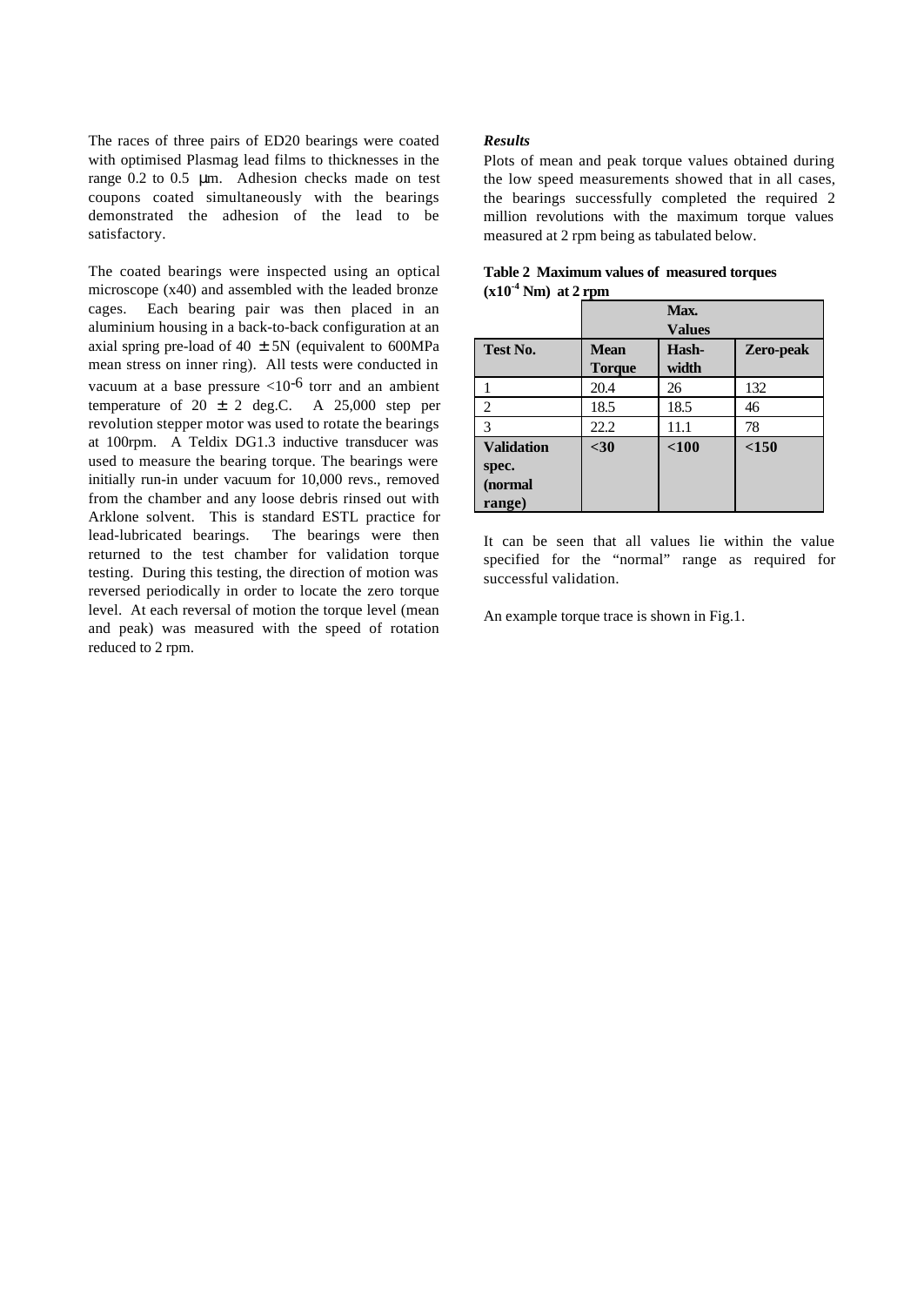The races of three pairs of ED20 bearings were coated with optimised Plasmag lead films to thicknesses in the range 0.2 to 0.5 μm. Adhesion checks made on test coupons coated simultaneously with the bearings demonstrated the adhesion of the lead to be satisfactory.

The coated bearings were inspected using an optical microscope (x40) and assembled with the leaded bronze cages. Each bearing pair was then placed in an aluminium housing in a back-to-back configuration at an axial spring pre-load of 40 ± 5N (equivalent to 600MPa mean stress on inner ring). All tests were conducted in vacuum at a base pressure $<10^{-6}$ torr and an ambient temperature of 20 ± 2 deg.C. A 25,000 step per revolution stepper motor was used to rotate the bearings at 100rpm. A Teldix DG1.3 inductive transducer was used to measure the bearing torque. The bearings were initially run-in under vacuum for 10,000 revs., removed from the chamber and any loose debris rinsed out with Arklone solvent. This is standard ESTL practice for lead-lubricated bearings. The bearings were then returned to the test chamber for validation torque testing. During this testing, the direction of motion was reversed periodically in order to locate the zero torque level. At each reversal of motion the torque level (mean and peak) was measured with the speed of rotation reduced to 2 rpm.

### *Results*

Plots of mean and peak torque values obtained during the low speed measurements showed that in all cases, the bearings successfully completed the required 2 million revolutions with the maximum torque values measured at 2 rpm being as tabulated below.

**Table 2 Maximum values of measured torques ($x10^{-4}$ Nm) at 2 rpm**

| | Max. Values | | |
|---|---|---|---|
| **Test No.** | **Mean Torque** | **Hash-width** | **Zero-peak** |
| 1 | 20.4 | 26 | 132 |
| 2 | 18.5 | 18.5 | 46 |
| 3 | 22.2 | 11.1 | 78 |
| **Validation spec. (normal range)** | **<30** | **<100** | **<150** |

It can be seen that all values lie within the value specified for the "normal" range as required for successful validation.

An example torque trace is shown in Fig.1.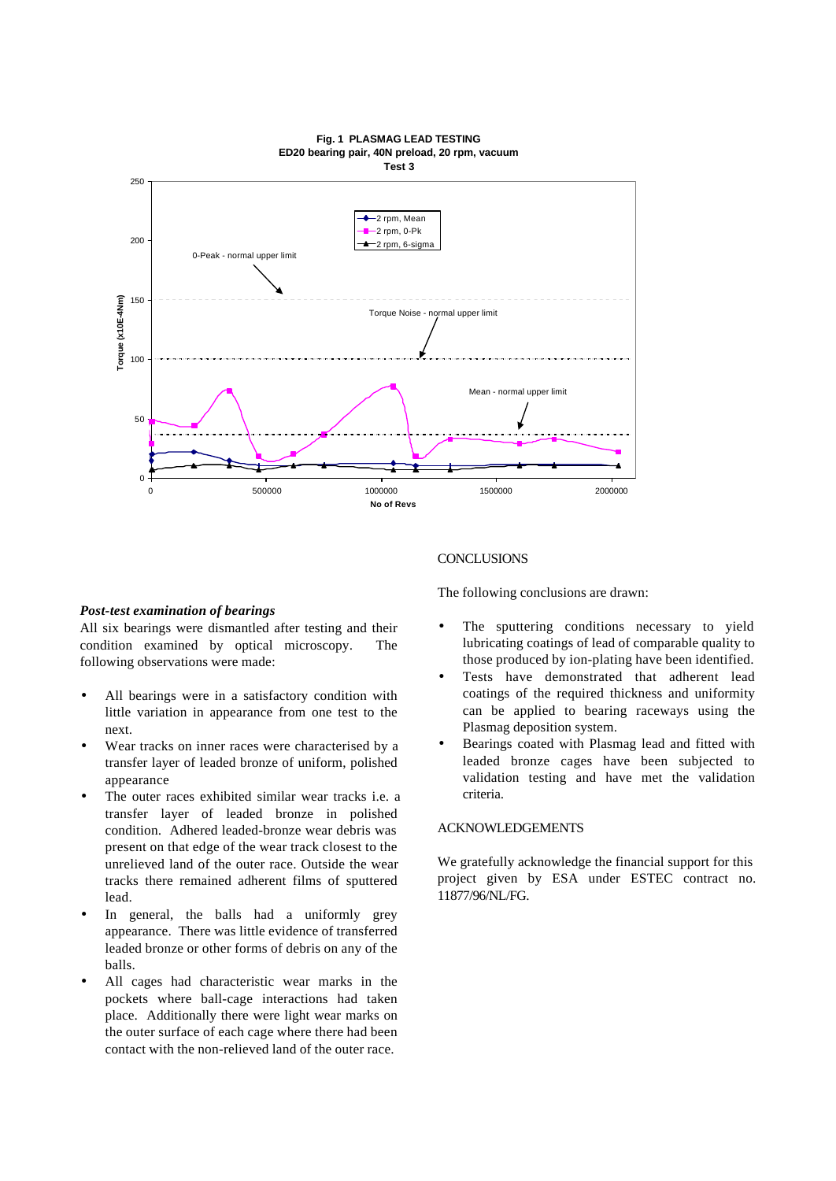Fig. 1 PLASMAG LEAD TESTING
ED20 bearing pair, 40N preload, 20 rpm, vacuum
Test 3

250
200
150
100
50
0

Torque (x10E-4Nm)

0
500000
1000000
1500000
2000000

No of Revs

2 rpm, Mean
2 rpm, 0-Pk
2 rpm, 6-sigma

0-Peak - normal upper limit

Torque Noise - normal upper limit

Mean - normal upper limit

### *Post-test examination of bearings*

All six bearings were dismantled after testing and their condition examined by optical microscopy. The following observations were made:

- All bearings were in a satisfactory condition with little variation in appearance from one test to the next.
- Wear tracks on inner races were characterised by a transfer layer of leaded bronze of uniform, polished appearance
- The outer races exhibited similar wear tracks i.e. a transfer layer of leaded bronze in polished condition. Adhered leaded-bronze wear debris was present on that edge of the wear track closest to the unrelieved land of the outer race. Outside the wear tracks there remained adherent films of sputtered lead.
- In general, the balls had a uniformly grey appearance. There was little evidence of transferred leaded bronze or other forms of debris on any of the balls.
- All cages had characteristic wear marks in the pockets where ball-cage interactions had taken place. Additionally there were light wear marks on the outer surface of each cage where there had been contact with the non-relieved land of the outer race.

## CONCLUSIONS

The following conclusions are drawn:

- The sputtering conditions necessary to yield lubricating coatings of lead of comparable quality to those produced by ion-plating have been identified.
- Tests have demonstrated that adherent lead coatings of the required thickness and uniformity can be applied to bearing raceways using the Plasmag deposition system.
- Bearings coated with Plasmag lead and fitted with leaded bronze cages have been subjected to validation testing and have met the validation criteria.

## ACKNOWLEDGEMENTS

We gratefully acknowledge the financial support for this project given by ESA under ESTEC contract no. 11877/96/NL/FG.